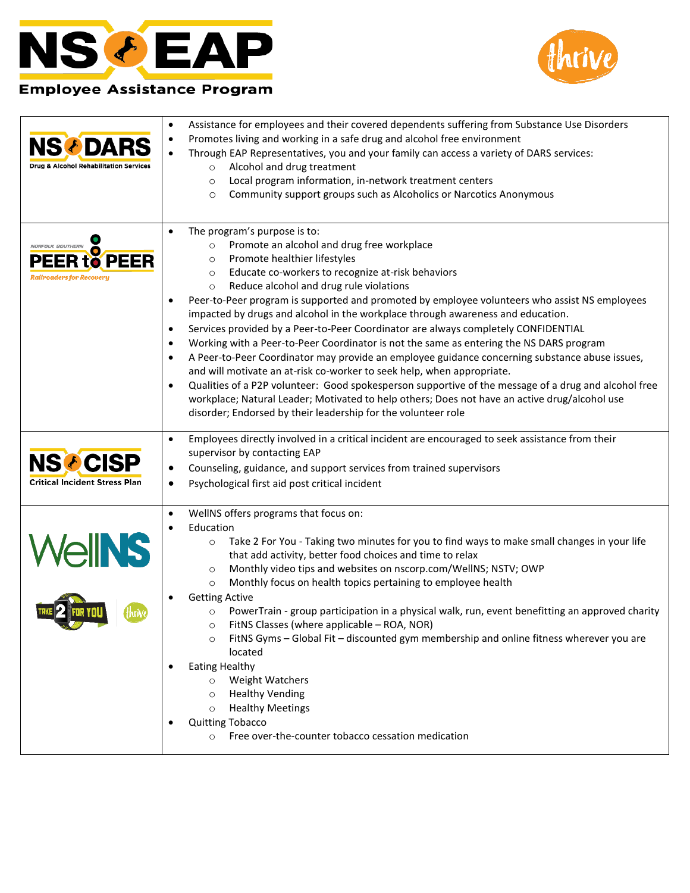# NS EAP Employee Assistance Program

thrive

| Program | Description |
| --- | --- |
| **NS DARS** Drug & Alcohol Rehabilitation Services | • Assistance for employees and their covered dependents suffering from Substance Use Disorders<br>• Promotes living and working in a safe drug and alcohol free environment<br>• Through EAP Representatives, you and your family can access a variety of DARS services:<br>&nbsp;&nbsp;&nbsp;&nbsp;○ Alcohol and drug treatment<br>&nbsp;&nbsp;&nbsp;&nbsp;○ Local program information, in-network treatment centers<br>&nbsp;&nbsp;&nbsp;&nbsp;○ Community support groups such as Alcoholics or Narcotics Anonymous |
| **Norfolk Southern PEER to PEER** Railroaders for Recovery | • The program's purpose is to:<br>&nbsp;&nbsp;&nbsp;&nbsp;○ Promote an alcohol and drug free workplace<br>&nbsp;&nbsp;&nbsp;&nbsp;○ Promote healthier lifestyles<br>&nbsp;&nbsp;&nbsp;&nbsp;○ Educate co-workers to recognize at-risk behaviors<br>&nbsp;&nbsp;&nbsp;&nbsp;○ Reduce alcohol and drug rule violations<br>• Peer-to-Peer program is supported and promoted by employee volunteers who assist NS employees impacted by drugs and alcohol in the workplace through awareness and education.<br>• Services provided by a Peer-to-Peer Coordinator are always completely CONFIDENTIAL<br>• Working with a Peer-to-Peer Coordinator is not the same as entering the NS DARS program<br>• A Peer-to-Peer Coordinator may provide an employee guidance concerning substance abuse issues, and will motivate an at-risk co-worker to seek help, when appropriate.<br>• Qualities of a P2P volunteer: Good spokesperson supportive of the message of a drug and alcohol free workplace; Natural Leader; Motivated to help others; Does not have an active drug/alcohol use disorder; Endorsed by their leadership for the volunteer role |
| **NS CISP** Critical Incident Stress Plan | • Employees directly involved in a critical incident are encouraged to seek assistance from their supervisor by contacting EAP<br>• Counseling, guidance, and support services from trained supervisors<br>• Psychological first aid post critical incident |
| **WellNS**<br>Take 2 For You<br>thrive | • WellNS offers programs that focus on:<br>• Education<br>&nbsp;&nbsp;&nbsp;&nbsp;○ Take 2 For You - Taking two minutes for you to find ways to make small changes in your life that add activity, better food choices and time to relax<br>&nbsp;&nbsp;&nbsp;&nbsp;○ Monthly video tips and websites on nscorp.com/WellNS; NSTV; OWP<br>&nbsp;&nbsp;&nbsp;&nbsp;○ Monthly focus on health topics pertaining to employee health<br>• Getting Active<br>&nbsp;&nbsp;&nbsp;&nbsp;○ PowerTrain - group participation in a physical walk, run, event benefitting an approved charity<br>&nbsp;&nbsp;&nbsp;&nbsp;○ FitNS Classes (where applicable – ROA, NOR)<br>&nbsp;&nbsp;&nbsp;&nbsp;○ FitNS Gyms – Global Fit – discounted gym membership and online fitness wherever you are located<br>• Eating Healthy<br>&nbsp;&nbsp;&nbsp;&nbsp;○ Weight Watchers<br>&nbsp;&nbsp;&nbsp;&nbsp;○ Healthy Vending<br>&nbsp;&nbsp;&nbsp;&nbsp;○ Healthy Meetings<br>• Quitting Tobacco<br>&nbsp;&nbsp;&nbsp;&nbsp;○ Free over-the-counter tobacco cessation medication |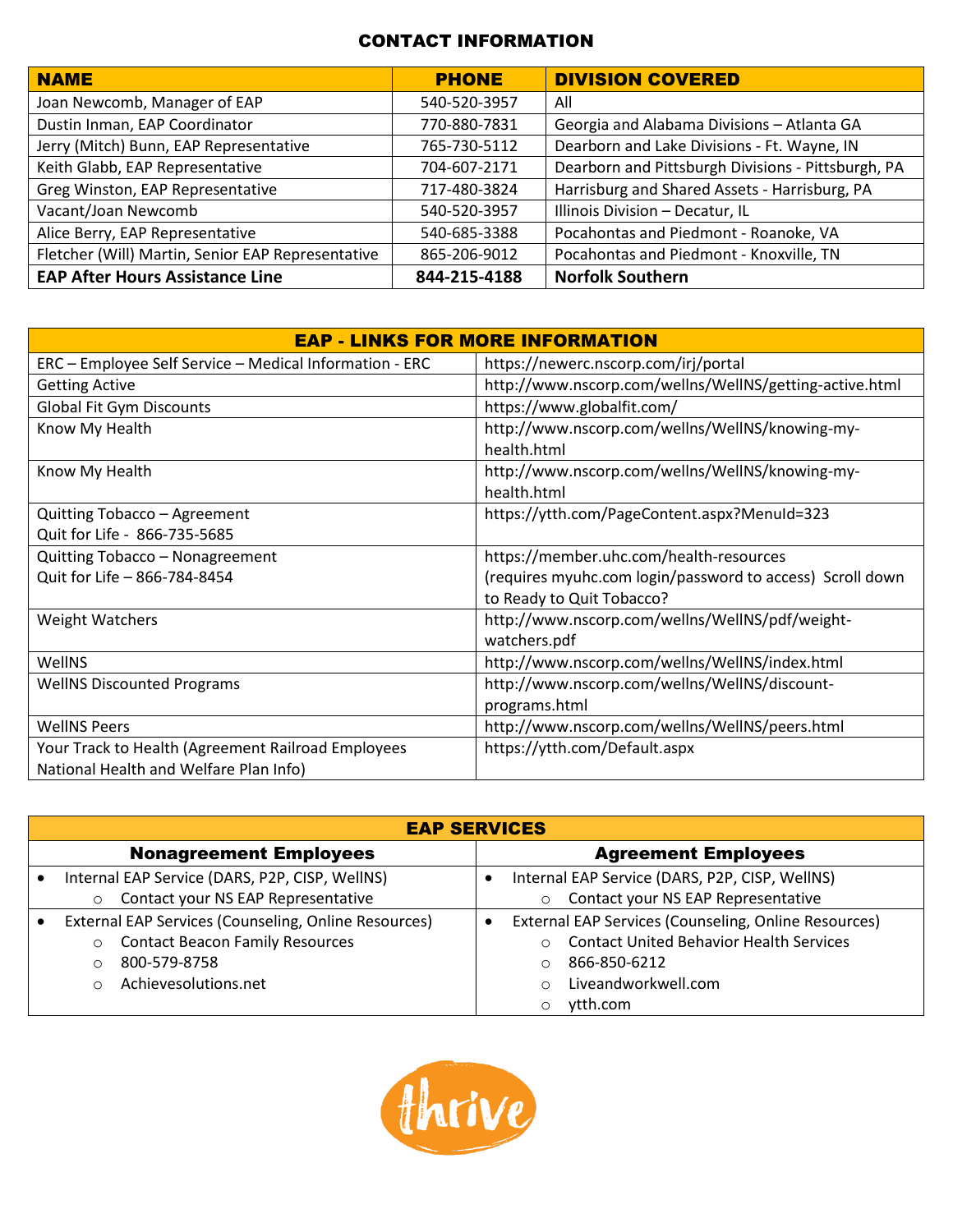## CONTACT INFORMATION

| NAME | PHONE | DIVISION COVERED |
|---|---|---|
| Joan Newcomb, Manager of EAP | 540-520-3957 | All |
| Dustin Inman, EAP Coordinator | 770-880-7831 | Georgia and Alabama Divisions – Atlanta GA |
| Jerry (Mitch) Bunn, EAP Representative | 765-730-5112 | Dearborn and Lake Divisions - Ft. Wayne, IN |
| Keith Glabb, EAP Representative | 704-607-2171 | Dearborn and Pittsburgh Divisions - Pittsburgh, PA |
| Greg Winston, EAP Representative | 717-480-3824 | Harrisburg and Shared Assets - Harrisburg, PA |
| Vacant/Joan Newcomb | 540-520-3957 | Illinois Division – Decatur, IL |
| Alice Berry, EAP Representative | 540-685-3388 | Pocahontas and Piedmont - Roanoke, VA |
| Fletcher (Will) Martin, Senior EAP Representative | 865-206-9012 | Pocahontas and Piedmont - Knoxville, TN |
| **EAP After Hours Assistance Line** | **844-215-4188** | **Norfolk Southern** |

| EAP - LINKS FOR MORE INFORMATION | |
|---|---|
| ERC – Employee Self Service – Medical Information - ERC | https://newerc.nscorp.com/irj/portal |
| Getting Active | http://www.nscorp.com/wellns/WellNS/getting-active.html |
| Global Fit Gym Discounts | https://www.globalfit.com/ |
| Know My Health | http://www.nscorp.com/wellns/WellNS/knowing-my-health.html |
| Know My Health | http://www.nscorp.com/wellns/WellNS/knowing-my-health.html |
| Quitting Tobacco – Agreement<br>Quit for Life - 866-735-5685 | https://ytth.com/PageContent.aspx?MenuId=323 |
| Quitting Tobacco – Nonagreement<br>Quit for Life – 866-784-8454 | https://member.uhc.com/health-resources<br>(requires myuhc.com login/password to access) Scroll down to Ready to Quit Tobacco? |
| Weight Watchers | http://www.nscorp.com/wellns/WellNS/pdf/weight-watchers.pdf |
| WellNS | http://www.nscorp.com/wellns/WellNS/index.html |
| WellNS Discounted Programs | http://www.nscorp.com/wellns/WellNS/discount-programs.html |
| WellNS Peers | http://www.nscorp.com/wellns/WellNS/peers.html |
| Your Track to Health (Agreement Railroad Employees National Health and Welfare Plan Info) | https://ytth.com/Default.aspx |

| EAP SERVICES | |
|---|---|
| **Nonagreement Employees** | **Agreement Employees** |
| • Internal EAP Service (DARS, P2P, CISP, WellNS)<br>◦ Contact your NS EAP Representative | • Internal EAP Service (DARS, P2P, CISP, WellNS)<br>◦ Contact your NS EAP Representative |
| • External EAP Services (Counseling, Online Resources)<br>◦ Contact Beacon Family Resources<br>◦ 800-579-8758<br>◦ Achievesolutions.net | • External EAP Services (Counseling, Online Resources)<br>◦ Contact United Behavior Health Services<br>◦ 866-850-6212<br>◦ Liveandworkwell.com<br>◦ ytth.com |

thrive